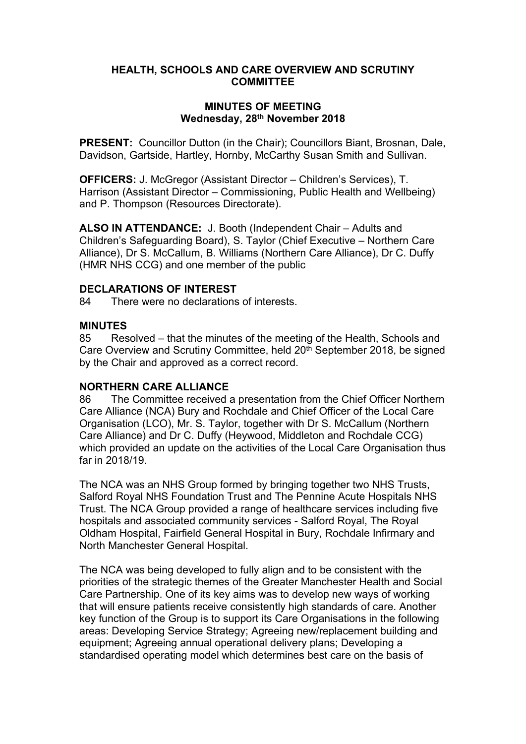# HEALTH, SCHOOLS AND CARE OVERVIEW AND SCRUTINY COMMITTEE

## MINUTES OF MEETING
## Wednesday, 28th November 2018

**PRESENT:** Councillor Dutton (in the Chair); Councillors Biant, Brosnan, Dale, Davidson, Gartside, Hartley, Hornby, McCarthy Susan Smith and Sullivan.

**OFFICERS:** J. McGregor (Assistant Director – Children's Services), T. Harrison (Assistant Director – Commissioning, Public Health and Wellbeing) and P. Thompson (Resources Directorate).

**ALSO IN ATTENDANCE:** J. Booth (Independent Chair – Adults and Children's Safeguarding Board), S. Taylor (Chief Executive – Northern Care Alliance), Dr S. McCallum, B. Williams (Northern Care Alliance), Dr C. Duffy (HMR NHS CCG) and one member of the public

**DECLARATIONS OF INTEREST**

84 There were no declarations of interests.

**MINUTES**

85 Resolved – that the minutes of the meeting of the Health, Schools and Care Overview and Scrutiny Committee, held 20th September 2018, be signed by the Chair and approved as a correct record.

**NORTHERN CARE ALLIANCE**

86 The Committee received a presentation from the Chief Officer Northern Care Alliance (NCA) Bury and Rochdale and Chief Officer of the Local Care Organisation (LCO), Mr. S. Taylor, together with Dr S. McCallum (Northern Care Alliance) and Dr C. Duffy (Heywood, Middleton and Rochdale CCG) which provided an update on the activities of the Local Care Organisation thus far in 2018/19.

The NCA was an NHS Group formed by bringing together two NHS Trusts, Salford Royal NHS Foundation Trust and The Pennine Acute Hospitals NHS Trust. The NCA Group provided a range of healthcare services including five hospitals and associated community services - Salford Royal, The Royal Oldham Hospital, Fairfield General Hospital in Bury, Rochdale Infirmary and North Manchester General Hospital.

The NCA was being developed to fully align and to be consistent with the priorities of the strategic themes of the Greater Manchester Health and Social Care Partnership. One of its key aims was to develop new ways of working that will ensure patients receive consistently high standards of care. Another key function of the Group is to support its Care Organisations in the following areas: Developing Service Strategy; Agreeing new/replacement building and equipment; Agreeing annual operational delivery plans; Developing a standardised operating model which determines best care on the basis of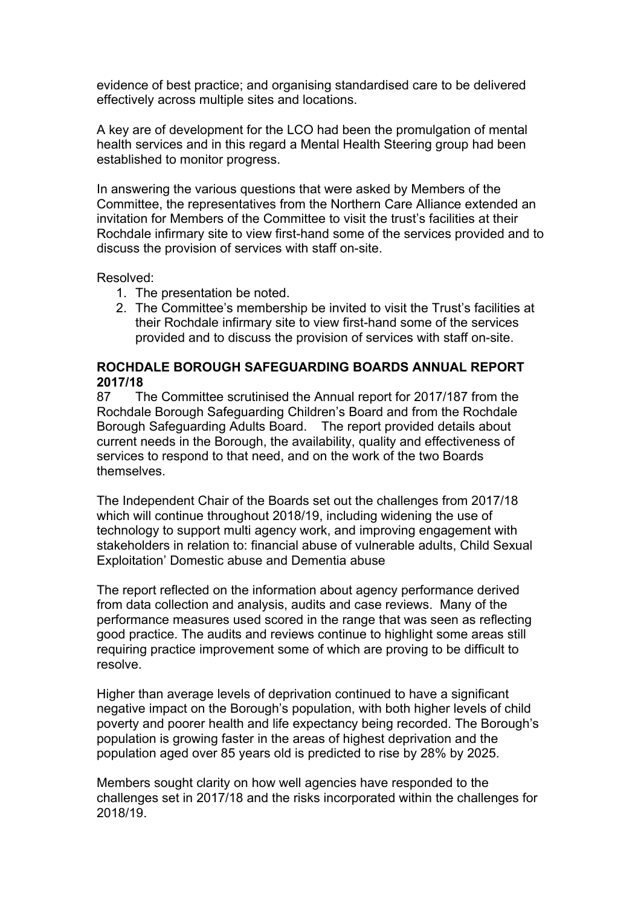evidence of best practice; and organising standardised care to be delivered effectively across multiple sites and locations.

A key are of development for the LCO had been the promulgation of mental health services and in this regard a Mental Health Steering group had been established to monitor progress.

In answering the various questions that were asked by Members of the Committee, the representatives from the Northern Care Alliance extended an invitation for Members of the Committee to visit the trust's facilities at their Rochdale infirmary site to view first-hand some of the services provided and to discuss the provision of services with staff on-site.

Resolved:

1. The presentation be noted.
2. The Committee's membership be invited to visit the Trust's facilities at their Rochdale infirmary site to view first-hand some of the services provided and to discuss the provision of services with staff on-site.

**ROCHDALE BOROUGH SAFEGUARDING BOARDS ANNUAL REPORT 2017/18**

87 The Committee scrutinised the Annual report for 2017/187 from the Rochdale Borough Safeguarding Children's Board and from the Rochdale Borough Safeguarding Adults Board. The report provided details about current needs in the Borough, the availability, quality and effectiveness of services to respond to that need, and on the work of the two Boards themselves.

The Independent Chair of the Boards set out the challenges from 2017/18 which will continue throughout 2018/19, including widening the use of technology to support multi agency work, and improving engagement with stakeholders in relation to: financial abuse of vulnerable adults, Child Sexual Exploitation' Domestic abuse and Dementia abuse

The report reflected on the information about agency performance derived from data collection and analysis, audits and case reviews. Many of the performance measures used scored in the range that was seen as reflecting good practice. The audits and reviews continue to highlight some areas still requiring practice improvement some of which are proving to be difficult to resolve.

Higher than average levels of deprivation continued to have a significant negative impact on the Borough's population, with both higher levels of child poverty and poorer health and life expectancy being recorded. The Borough's population is growing faster in the areas of highest deprivation and the population aged over 85 years old is predicted to rise by 28% by 2025.

Members sought clarity on how well agencies have responded to the challenges set in 2017/18 and the risks incorporated within the challenges for 2018/19.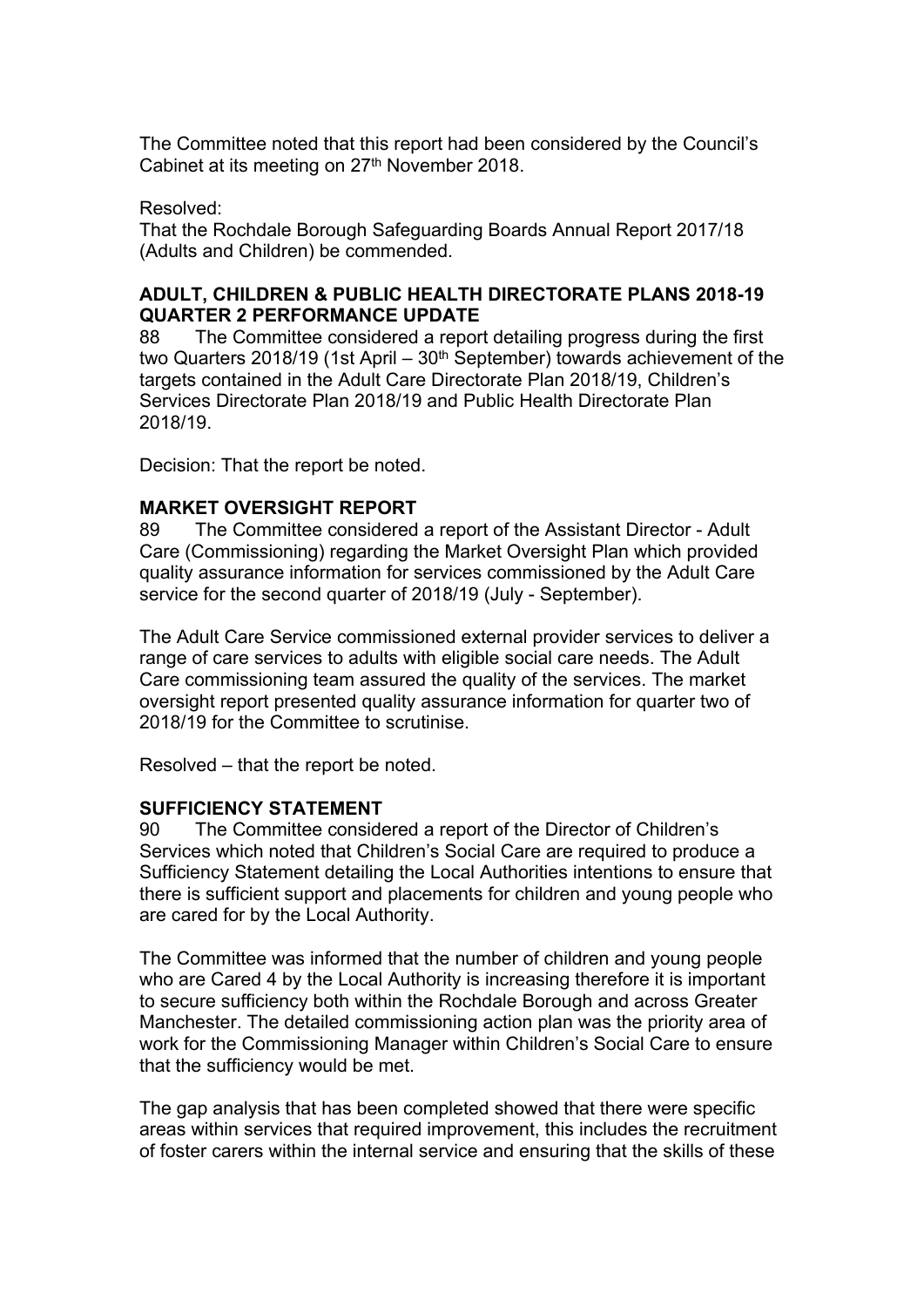The Committee noted that this report had been considered by the Council's Cabinet at its meeting on 27th November 2018.

Resolved:
That the Rochdale Borough Safeguarding Boards Annual Report 2017/18 (Adults and Children) be commended.

**ADULT, CHILDREN & PUBLIC HEALTH DIRECTORATE PLANS 2018-19 QUARTER 2 PERFORMANCE UPDATE**

88 The Committee considered a report detailing progress during the first two Quarters 2018/19 (1st April – 30th September) towards achievement of the targets contained in the Adult Care Directorate Plan 2018/19, Children's Services Directorate Plan 2018/19 and Public Health Directorate Plan 2018/19.

Decision: That the report be noted.

**MARKET OVERSIGHT REPORT**

89 The Committee considered a report of the Assistant Director - Adult Care (Commissioning) regarding the Market Oversight Plan which provided quality assurance information for services commissioned by the Adult Care service for the second quarter of 2018/19 (July - September).

The Adult Care Service commissioned external provider services to deliver a range of care services to adults with eligible social care needs. The Adult Care commissioning team assured the quality of the services. The market oversight report presented quality assurance information for quarter two of 2018/19 for the Committee to scrutinise.

Resolved – that the report be noted.

**SUFFICIENCY STATEMENT**

90 The Committee considered a report of the Director of Children's Services which noted that Children's Social Care are required to produce a Sufficiency Statement detailing the Local Authorities intentions to ensure that there is sufficient support and placements for children and young people who are cared for by the Local Authority.

The Committee was informed that the number of children and young people who are Cared 4 by the Local Authority is increasing therefore it is important to secure sufficiency both within the Rochdale Borough and across Greater Manchester. The detailed commissioning action plan was the priority area of work for the Commissioning Manager within Children's Social Care to ensure that the sufficiency would be met.

The gap analysis that has been completed showed that there were specific areas within services that required improvement, this includes the recruitment of foster carers within the internal service and ensuring that the skills of these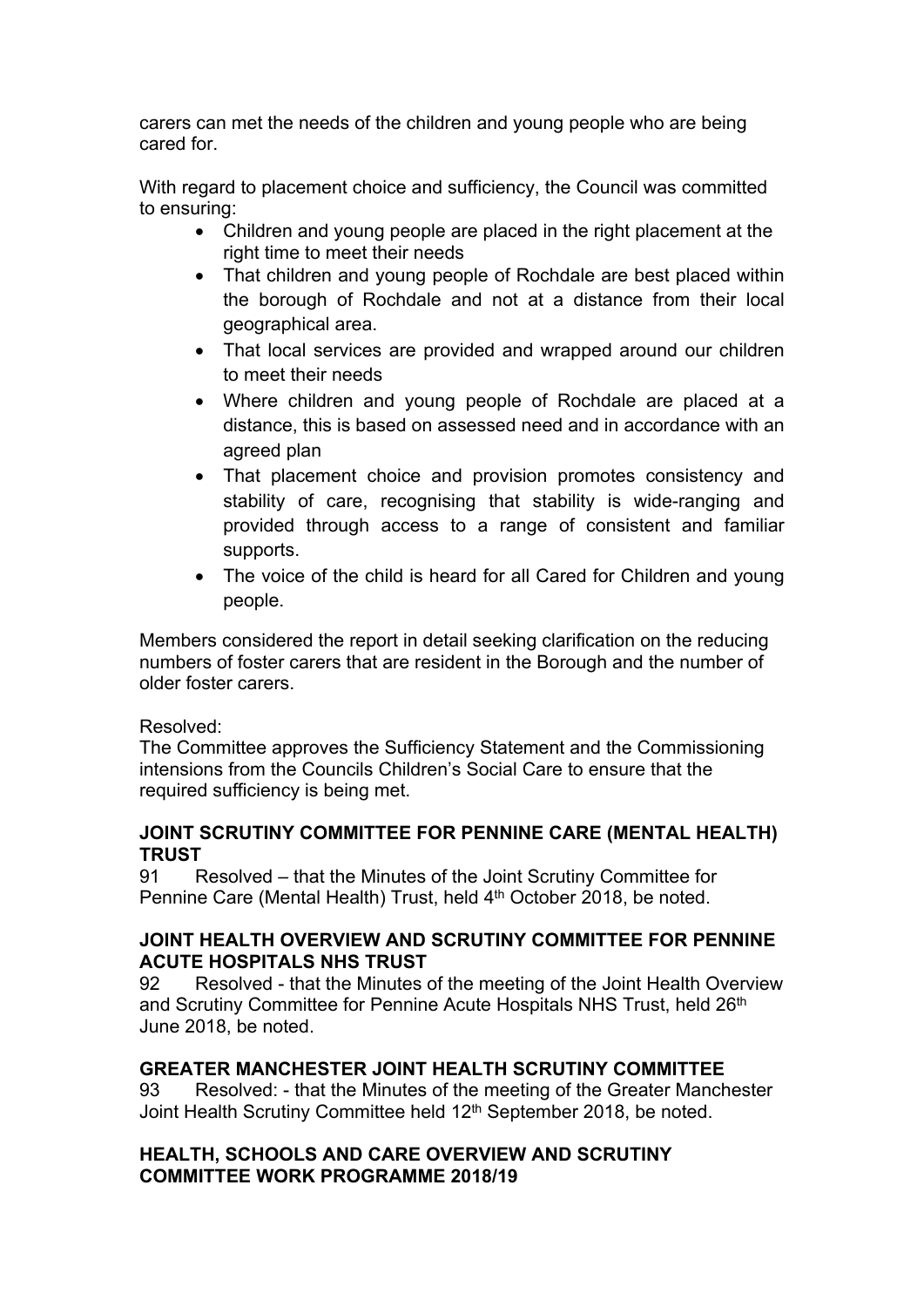carers can met the needs of the children and young people who are being cared for.

With regard to placement choice and sufficiency, the Council was committed to ensuring:

- Children and young people are placed in the right placement at the right time to meet their needs
- That children and young people of Rochdale are best placed within the borough of Rochdale and not at a distance from their local geographical area.
- That local services are provided and wrapped around our children to meet their needs
- Where children and young people of Rochdale are placed at a distance, this is based on assessed need and in accordance with an agreed plan
- That placement choice and provision promotes consistency and stability of care, recognising that stability is wide-ranging and provided through access to a range of consistent and familiar supports.
- The voice of the child is heard for all Cared for Children and young people.

Members considered the report in detail seeking clarification on the reducing numbers of foster carers that are resident in the Borough and the number of older foster carers.

Resolved:
The Committee approves the Sufficiency Statement and the Commissioning intensions from the Councils Children's Social Care to ensure that the required sufficiency is being met.

**JOINT SCRUTINY COMMITTEE FOR PENNINE CARE (MENTAL HEALTH) TRUST**

91 Resolved – that the Minutes of the Joint Scrutiny Committee for Pennine Care (Mental Health) Trust, held 4th October 2018, be noted.

**JOINT HEALTH OVERVIEW AND SCRUTINY COMMITTEE FOR PENNINE ACUTE HOSPITALS NHS TRUST**

92 Resolved - that the Minutes of the meeting of the Joint Health Overview and Scrutiny Committee for Pennine Acute Hospitals NHS Trust, held 26th June 2018, be noted.

**GREATER MANCHESTER JOINT HEALTH SCRUTINY COMMITTEE**

93 Resolved: - that the Minutes of the meeting of the Greater Manchester Joint Health Scrutiny Committee held 12th September 2018, be noted.

**HEALTH, SCHOOLS AND CARE OVERVIEW AND SCRUTINY COMMITTEE WORK PROGRAMME 2018/19**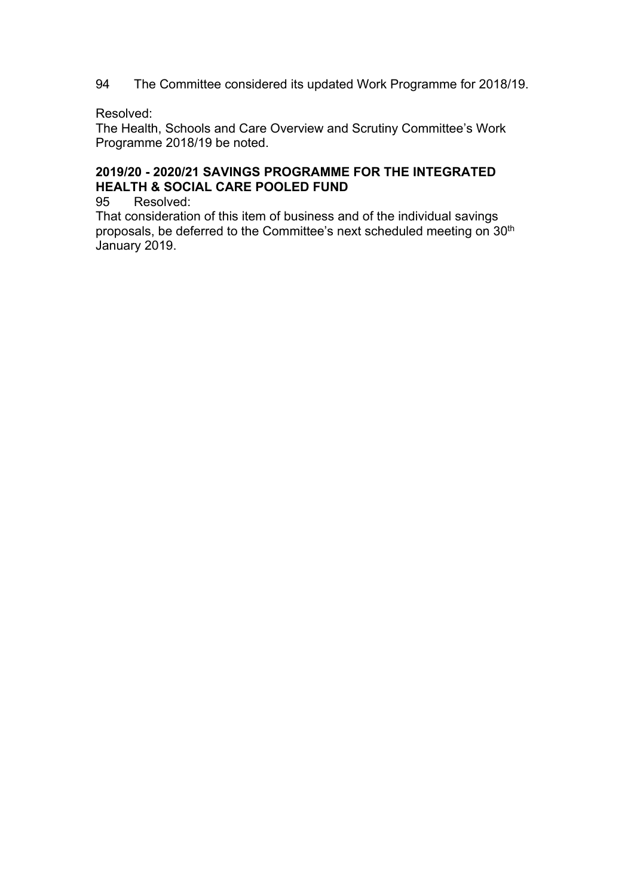94 The Committee considered its updated Work Programme for 2018/19.

Resolved:
The Health, Schools and Care Overview and Scrutiny Committee's Work Programme 2018/19 be noted.

**2019/20 - 2020/21 SAVINGS PROGRAMME FOR THE INTEGRATED HEALTH & SOCIAL CARE POOLED FUND**

95 Resolved:
That consideration of this item of business and of the individual savings proposals, be deferred to the Committee's next scheduled meeting on 30th January 2019.